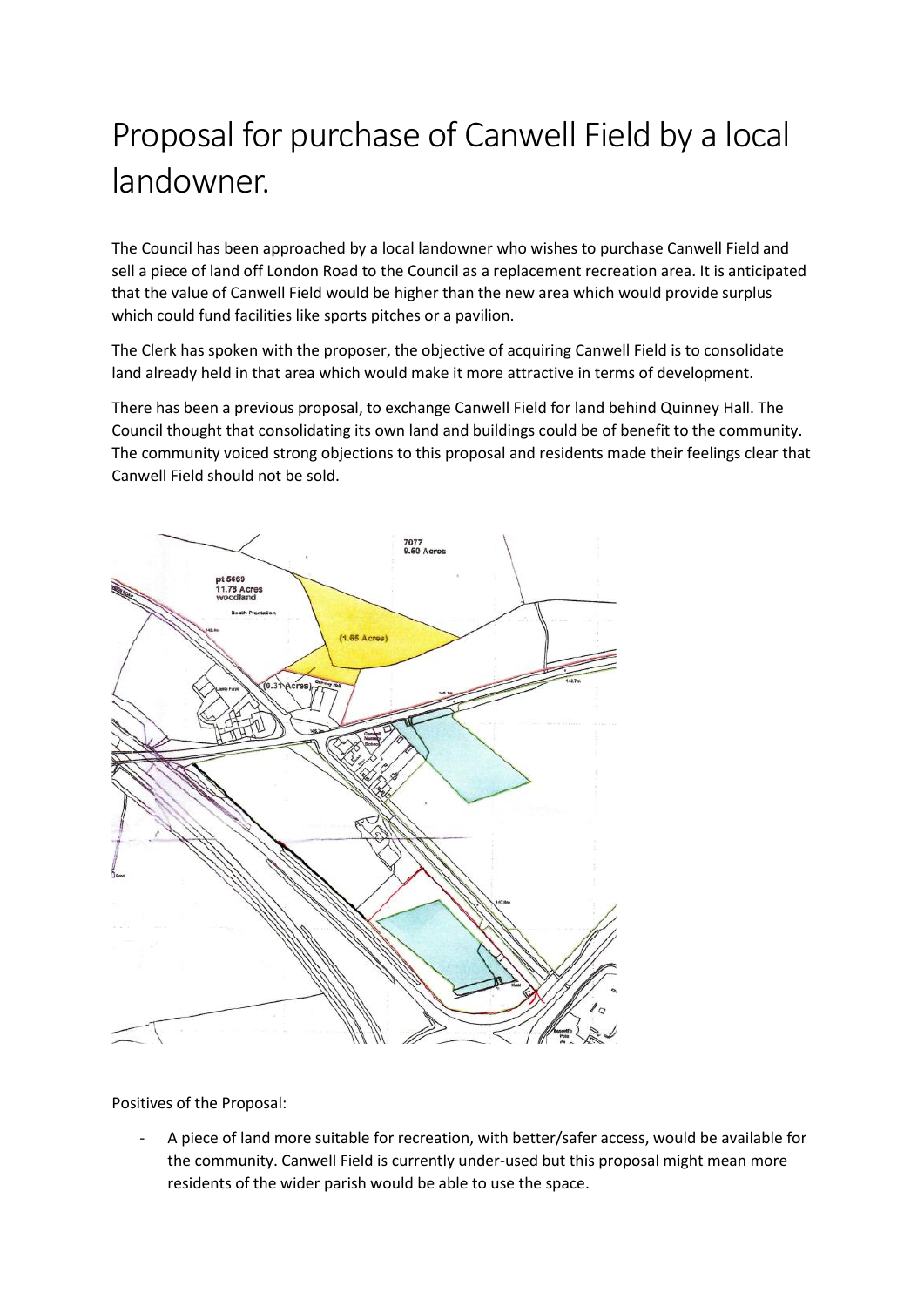# Proposal for purchase of Canwell Field by a local landowner.

The Council has been approached by a local landowner who wishes to purchase Canwell Field and sell a piece of land off London Road to the Council as a replacement recreation area. It is anticipated that the value of Canwell Field would be higher than the new area which would provide surplus which could fund facilities like sports pitches or a pavilion.

The Clerk has spoken with the proposer, the objective of acquiring Canwell Field is to consolidate land already held in that area which would make it more attractive in terms of development.

There has been a previous proposal, to exchange Canwell Field for land behind Quinney Hall. The Council thought that consolidating its own land and buildings could be of benefit to the community. The community voiced strong objections to this proposal and residents made their feelings clear that Canwell Field should not be sold.

Positives of the Proposal:

- A piece of land more suitable for recreation, with better/safer access, would be available for the community. Canwell Field is currently under-used but this proposal might mean more residents of the wider parish would be able to use the space.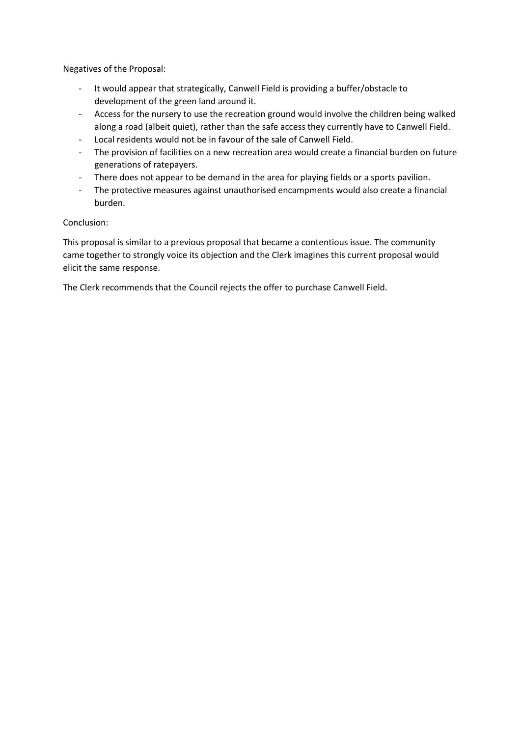Negatives of the Proposal:

- It would appear that strategically, Canwell Field is providing a buffer/obstacle to development of the green land around it.
- Access for the nursery to use the recreation ground would involve the children being walked along a road (albeit quiet), rather than the safe access they currently have to Canwell Field.
- Local residents would not be in favour of the sale of Canwell Field.
- The provision of facilities on a new recreation area would create a financial burden on future generations of ratepayers.
- There does not appear to be demand in the area for playing fields or a sports pavilion.
- The protective measures against unauthorised encampments would also create a financial burden.

Conclusion:

This proposal is similar to a previous proposal that became a contentious issue. The community came together to strongly voice its objection and the Clerk imagines this current proposal would elicit the same response.

The Clerk recommends that the Council rejects the offer to purchase Canwell Field.